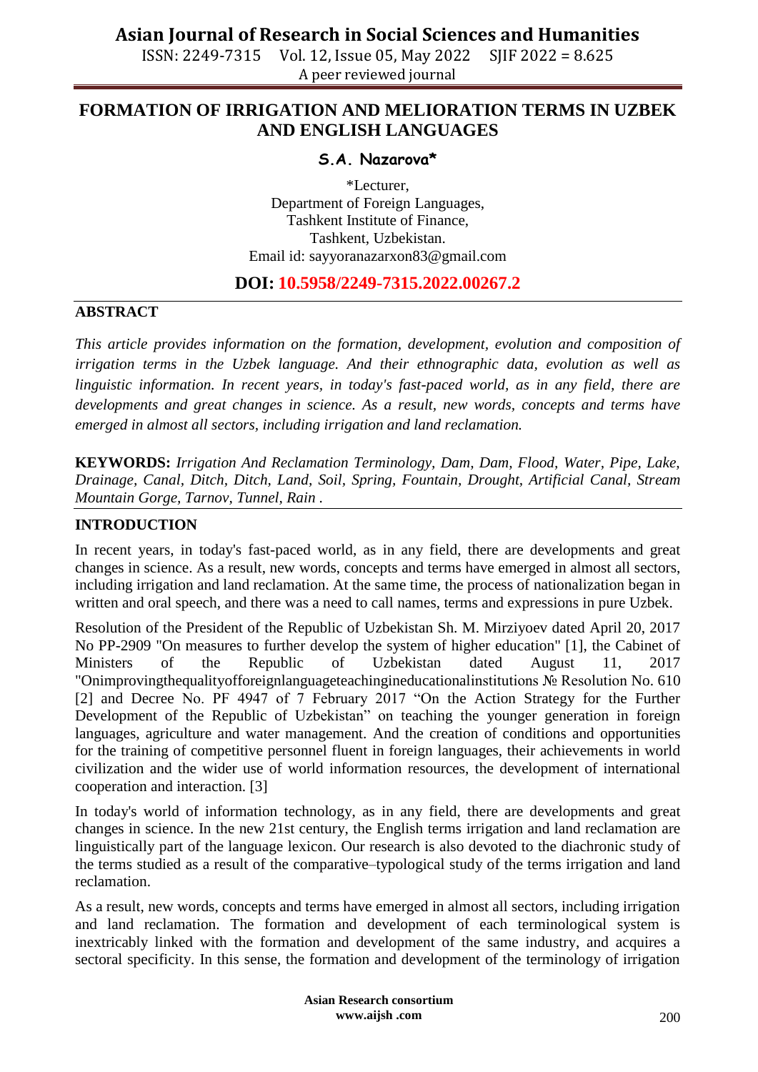# FORMATION OF IRRIGATION AND MELIORATION TERMS IN UZBEK AND ENGLISH LANGUAGES

**S.A. Nazarova***

*Lecturer,
Department of Foreign Languages,
Tashkent Institute of Finance,
Tashkent, Uzbekistan.
Email id: sayyoranazarxon83@gmail.com

**DOI: 10.5958/2249-7315.2022.00267.2**

## ABSTRACT

*This article provides information on the formation, development, evolution and composition of irrigation terms in the Uzbek language. And their ethnographic data, evolution as well as linguistic information. In recent years, in today's fast-paced world, as in any field, there are developments and great changes in science. As a result, new words, concepts and terms have emerged in almost all sectors, including irrigation and land reclamation.*

**KEYWORDS:** *Irrigation And Reclamation Terminology, Dam, Dam, Flood, Water, Pipe, Lake, Drainage, Canal, Ditch, Ditch, Land, Soil, Spring, Fountain, Drought, Artificial Canal, Stream Mountain Gorge, Tarnov, Tunnel, Rain .*

## INTRODUCTION

In recent years, in today's fast-paced world, as in any field, there are developments and great changes in science. As a result, new words, concepts and terms have emerged in almost all sectors, including irrigation and land reclamation. At the same time, the process of nationalization began in written and oral speech, and there was a need to call names, terms and expressions in pure Uzbek.

Resolution of the President of the Republic of Uzbekistan Sh. M. Mirziyoev dated April 20, 2017 No PP-2909 "On measures to further develop the system of higher education" [1], the Cabinet of Ministers of the Republic of Uzbekistan dated August 11, 2017 "Onimprovingthequalityofforeignlanguageteachingineducationalinstitutions № Resolution No. 610 [2] and Decree No. PF 4947 of 7 February 2017 "On the Action Strategy for the Further Development of the Republic of Uzbekistan" on teaching the younger generation in foreign languages, agriculture and water management. And the creation of conditions and opportunities for the training of competitive personnel fluent in foreign languages, their achievements in world civilization and the wider use of world information resources, the development of international cooperation and interaction. [3]

In today's world of information technology, as in any field, there are developments and great changes in science. In the new 21st century, the English terms irrigation and land reclamation are linguistically part of the language lexicon. Our research is also devoted to the diachronic study of the terms studied as a result of the comparative–typological study of the terms irrigation and land reclamation.

As a result, new words, concepts and terms have emerged in almost all sectors, including irrigation and land reclamation. The formation and development of each terminological system is inextricably linked with the formation and development of the same industry, and acquires a sectoral specificity. In this sense, the formation and development of the terminology of irrigation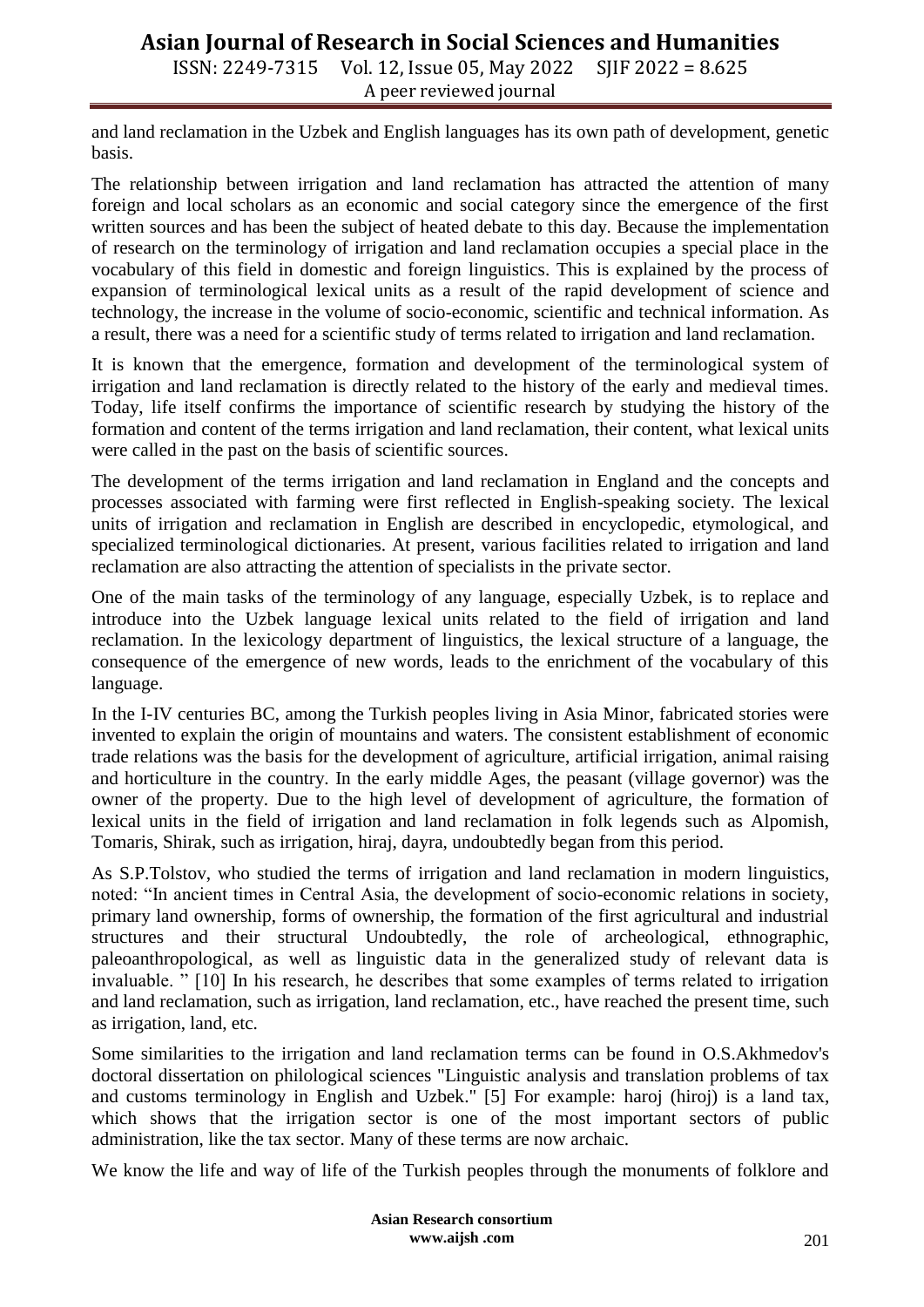and land reclamation in the Uzbek and English languages has its own path of development, genetic basis.

The relationship between irrigation and land reclamation has attracted the attention of many foreign and local scholars as an economic and social category since the emergence of the first written sources and has been the subject of heated debate to this day. Because the implementation of research on the terminology of irrigation and land reclamation occupies a special place in the vocabulary of this field in domestic and foreign linguistics. This is explained by the process of expansion of terminological lexical units as a result of the rapid development of science and technology, the increase in the volume of socio-economic, scientific and technical information. As a result, there was a need for a scientific study of terms related to irrigation and land reclamation.

It is known that the emergence, formation and development of the terminological system of irrigation and land reclamation is directly related to the history of the early and medieval times. Today, life itself confirms the importance of scientific research by studying the history of the formation and content of the terms irrigation and land reclamation, their content, what lexical units were called in the past on the basis of scientific sources.

The development of the terms irrigation and land reclamation in England and the concepts and processes associated with farming were first reflected in English-speaking society. The lexical units of irrigation and reclamation in English are described in encyclopedic, etymological, and specialized terminological dictionaries. At present, various facilities related to irrigation and land reclamation are also attracting the attention of specialists in the private sector.

One of the main tasks of the terminology of any language, especially Uzbek, is to replace and introduce into the Uzbek language lexical units related to the field of irrigation and land reclamation. In the lexicology department of linguistics, the lexical structure of a language, the consequence of the emergence of new words, leads to the enrichment of the vocabulary of this language.

In the I-IV centuries BC, among the Turkish peoples living in Asia Minor, fabricated stories were invented to explain the origin of mountains and waters. The consistent establishment of economic trade relations was the basis for the development of agriculture, artificial irrigation, animal raising and horticulture in the country. In the early middle Ages, the peasant (village governor) was the owner of the property. Due to the high level of development of agriculture, the formation of lexical units in the field of irrigation and land reclamation in folk legends such as Alpomish, Tomaris, Shirak, such as irrigation, hiraj, dayra, undoubtedly began from this period.

As S.P.Tolstov, who studied the terms of irrigation and land reclamation in modern linguistics, noted: "In ancient times in Central Asia, the development of socio-economic relations in society, primary land ownership, forms of ownership, the formation of the first agricultural and industrial structures and their structural Undoubtedly, the role of archeological, ethnographic, paleoanthropological, as well as linguistic data in the generalized study of relevant data is invaluable. " [10] In his research, he describes that some examples of terms related to irrigation and land reclamation, such as irrigation, land reclamation, etc., have reached the present time, such as irrigation, land, etc.

Some similarities to the irrigation and land reclamation terms can be found in O.S.Akhmedov's doctoral dissertation on philological sciences "Linguistic analysis and translation problems of tax and customs terminology in English and Uzbek." [5] For example: haroj (hiroj) is a land tax, which shows that the irrigation sector is one of the most important sectors of public administration, like the tax sector. Many of these terms are now archaic.

We know the life and way of life of the Turkish peoples through the monuments of folklore and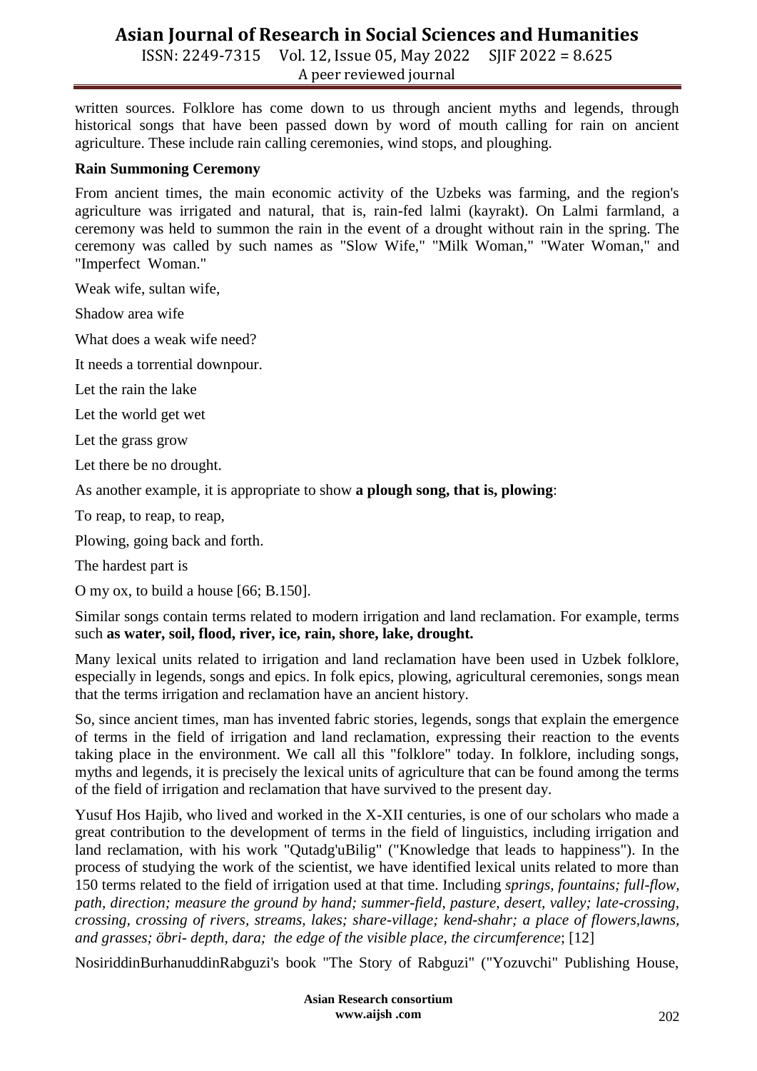written sources. Folklore has come down to us through ancient myths and legends, through historical songs that have been passed down by word of mouth calling for rain on ancient agriculture. These include rain calling ceremonies, wind stops, and ploughing.

**Rain Summoning Ceremony**

From ancient times, the main economic activity of the Uzbeks was farming, and the region's agriculture was irrigated and natural, that is, rain-fed lalmi (kayrakt). On Lalmi farmland, a ceremony was held to summon the rain in the event of a drought without rain in the spring. The ceremony was called by such names as "Slow Wife," "Milk Woman," "Water Woman," and "Imperfect Woman."

Weak wife, sultan wife,

Shadow area wife

What does a weak wife need?

It needs a torrential downpour.

Let the rain the lake

Let the world get wet

Let the grass grow

Let there be no drought.

As another example, it is appropriate to show **a plough song, that is, plowing**:

To reap, to reap, to reap,

Plowing, going back and forth.

The hardest part is

O my ox, to build a house [66; B.150].

Similar songs contain terms related to modern irrigation and land reclamation. For example, terms such **as water, soil, flood, river, ice, rain, shore, lake, drought.**

Many lexical units related to irrigation and land reclamation have been used in Uzbek folklore, especially in legends, songs and epics. In folk epics, plowing, agricultural ceremonies, songs mean that the terms irrigation and reclamation have an ancient history.

So, since ancient times, man has invented fabric stories, legends, songs that explain the emergence of terms in the field of irrigation and land reclamation, expressing their reaction to the events taking place in the environment. We call all this "folklore" today. In folklore, including songs, myths and legends, it is precisely the lexical units of agriculture that can be found among the terms of the field of irrigation and reclamation that have survived to the present day.

Yusuf Hos Hajib, who lived and worked in the X-XII centuries, is one of our scholars who made a great contribution to the development of terms in the field of linguistics, including irrigation and land reclamation, with his work "Qutadg'uBilig" ("Knowledge that leads to happiness"). In the process of studying the work of the scientist, we have identified lexical units related to more than 150 terms related to the field of irrigation used at that time. Including *springs, fountains; full-flow, path, direction; measure the ground by hand; summer-field, pasture, desert, valley; late-crossing, crossing, crossing of rivers, streams, lakes; share-village; kend-shahr; a place of flowers,lawns, and grasses; öbri- depth, dara; the edge of the visible place, the circumference*; [12]

NosiriddinBurhanuddinRabguzi's book "The Story of Rabguzi" ("Yozuvchi" Publishing House,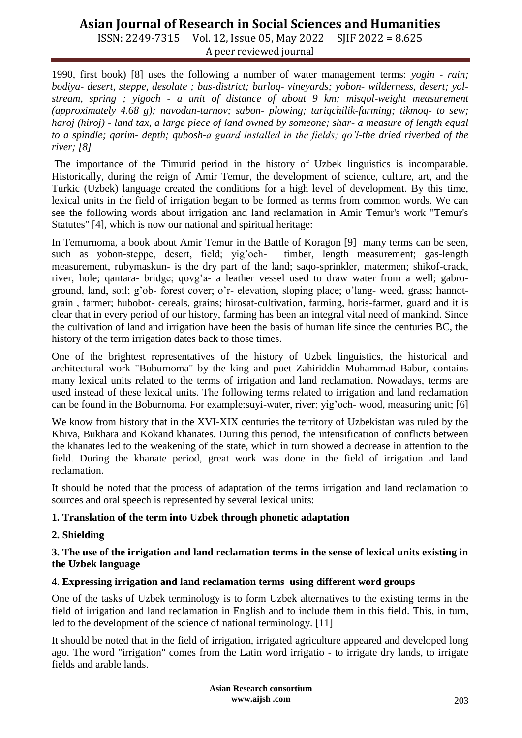1990, first book) [8] uses the following a number of water management terms: *yogin - rain; bodiya- desert, steppe, desolate ; bus-district; burloq- vineyards; yobon- wilderness, desert; yol- stream, spring ; yigoch - a unit of distance of about 9 km; misqol-weight measurement (approximately 4.68 g); navodan-tarnov; sabon- plowing; tariqchilik-farming; tikmoq- to sew; haroj (hiroj) - land tax, a large piece of land owned by someone; shar- a measure of length equal to a spindle; qarim- depth; qubosh-a guard installed in the fields; qo'l-the dried riverbed of the river; [8]*

The importance of the Timurid period in the history of Uzbek linguistics is incomparable. Historically, during the reign of Amir Temur, the development of science, culture, art, and the Turkic (Uzbek) language created the conditions for a high level of development. By this time, lexical units in the field of irrigation began to be formed as terms from common words. We can see the following words about irrigation and land reclamation in Amir Temur's work "Temur's Statutes" [4], which is now our national and spiritual heritage:

In Temurnoma, a book about Amir Temur in the Battle of Koragon [9] many terms can be seen, such as yobon-steppe, desert, field; yig'och- timber, length measurement; gas-length measurement, rubymaskun- is the dry part of the land; saqo-sprinkler, matermen; shikof-crack, river, hole; qantara- bridge; qovg'a- a leather vessel used to draw water from a well; gabro- ground, land, soil; g'ob- forest cover; o'r- elevation, sloping place; o'lang- weed, grass; hannot- grain , farmer; hubobot- cereals, grains; hirosat-cultivation, farming, horis-farmer, guard and it is clear that in every period of our history, farming has been an integral vital need of mankind. Since the cultivation of land and irrigation have been the basis of human life since the centuries BC, the history of the term irrigation dates back to those times.

One of the brightest representatives of the history of Uzbek linguistics, the historical and architectural work "Boburnoma" by the king and poet Zahiriddin Muhammad Babur, contains many lexical units related to the terms of irrigation and land reclamation. Nowadays, terms are used instead of these lexical units. The following terms related to irrigation and land reclamation can be found in the Boburnoma. For example:suyi-water, river; yig'och- wood, measuring unit; [6]

We know from history that in the XVI-XIX centuries the territory of Uzbekistan was ruled by the Khiva, Bukhara and Kokand khanates. During this period, the intensification of conflicts between the khanates led to the weakening of the state, which in turn showed a decrease in attention to the field. During the khanate period, great work was done in the field of irrigation and land reclamation.

It should be noted that the process of adaptation of the terms irrigation and land reclamation to sources and oral speech is represented by several lexical units:

**1. Translation of the term into Uzbek through phonetic adaptation**

**2. Shielding**

**3. The use of the irrigation and land reclamation terms in the sense of lexical units existing in the Uzbek language**

**4. Expressing irrigation and land reclamation terms using different word groups**

One of the tasks of Uzbek terminology is to form Uzbek alternatives to the existing terms in the field of irrigation and land reclamation in English and to include them in this field. This, in turn, led to the development of the science of national terminology. [11]

It should be noted that in the field of irrigation, irrigated agriculture appeared and developed long ago. The word "irrigation" comes from the Latin word irrigatio - to irrigate dry lands, to irrigate fields and arable lands.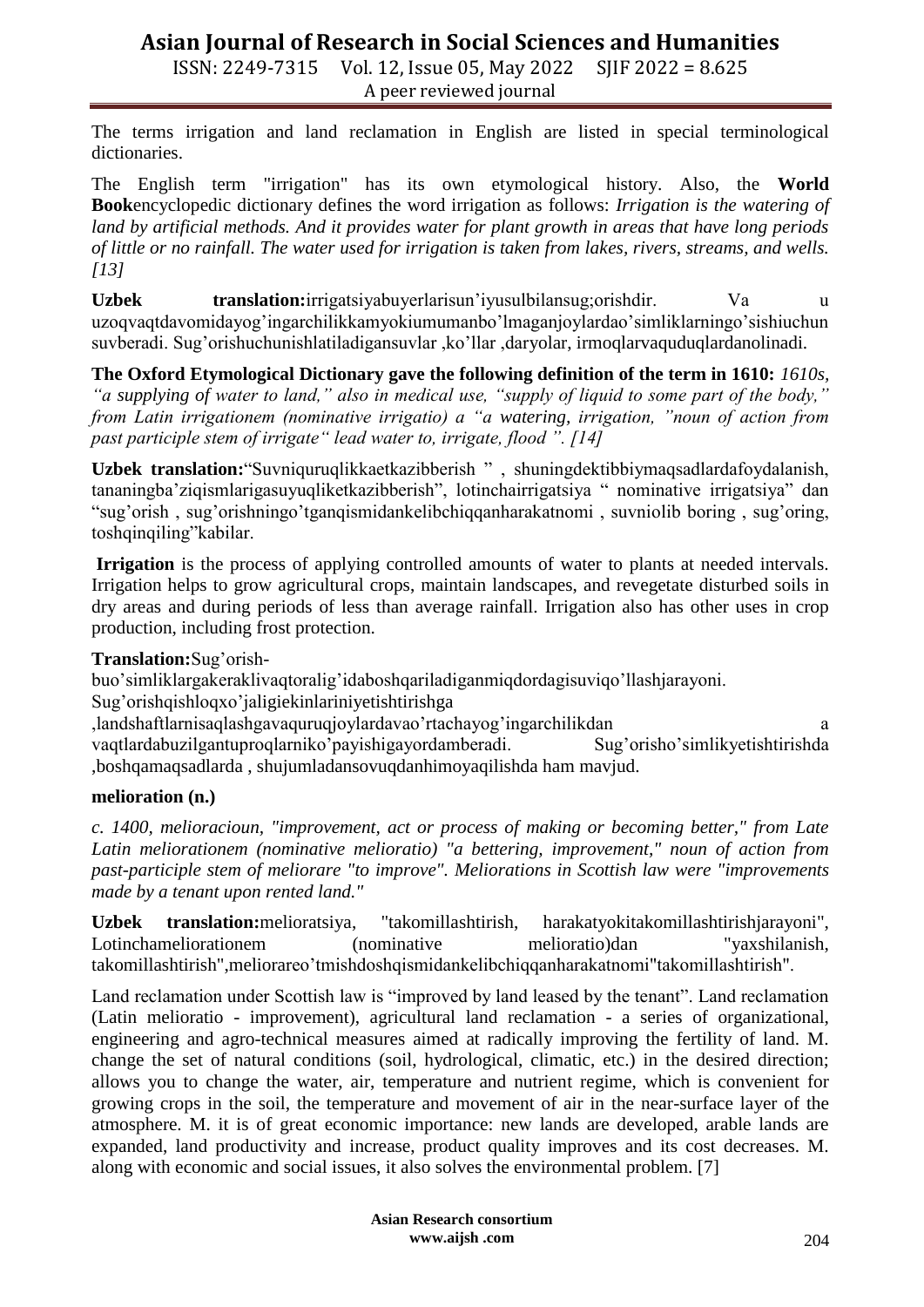The terms irrigation and land reclamation in English are listed in special terminological dictionaries.

The English term "irrigation" has its own etymological history. Also, the **World Book**encyclopedic dictionary defines the word irrigation as follows: *Irrigation is the watering of land by artificial methods. And it provides water for plant growth in areas that have long periods of little or no rainfall. The water used for irrigation is taken from lakes, rivers, streams, and wells. [13]*

**Uzbek translation:**irrigatsiyabuyerlarisun'iyusulbilansug;orishdir. Va u uzoqvaqtdavomidayog'ingarchilikkamyokiumumanbo'lmaganjoylardao'simliklarningo'sishiuchun suvberadi. Sug'orishuchunishlatiladigansuvlar ,ko'llar ,daryolar, irmoqlarvaquduqlardanolinadi.

**The Oxford Etymological Dictionary gave the following definition of the term in 1610:** *1610s, "a supplying of water to land," also in medical use, "supply of liquid to some part of the body," from Latin irrigationem (nominative irrigatio) a "a watering, irrigation, "noun of action from past participle stem of irrigate" lead water to, irrigate, flood ". [14]*

**Uzbek translation:**"Suvniquruqlikkaetkazibberish " , shuningdektibbiymaqsadlardafoydalanish, tananingba'ziqismlarigasuyuqliketkazibberish", lotinchairrigatsiya " nominative irrigatsiya" dan "sug'orish , sug'orishningo'tganqismidankelibchiqqanharakatnomi , suvniolib boring , sug'oring, toshqinqiling"kabilar.

**Irrigation** is the process of applying controlled amounts of water to plants at needed intervals. Irrigation helps to grow agricultural crops, maintain landscapes, and revegetate disturbed soils in dry areas and during periods of less than average rainfall. Irrigation also has other uses in crop production, including frost protection.

**Translation:**Sug'orish-buo'simliklargakeraklivaqtoralig'idaboshqariladiganmiqdordagisuviqo'llashjarayoni. Sug'orishqishloqxo'jaligiekinlariniyetishtirishga ,landshaftlarnisaqlashgavaquruqjoylardavao'rtachayog'ingarchilikdan a vaqtlardabuzilgantuproqlarniko'payishigayordamberadi. Sug'orisho'simlikyetishtirishda ,boshqamaqsadlarda , shujumladansovuqdanhimoyaqilishda ham mavjud.

**melioration (n.)**

*c. 1400, melioracioun, "improvement, act or process of making or becoming better," from Late Latin meliorationem (nominative melioratio) "a bettering, improvement," noun of action from past-participle stem of meliorare "to improve". Meliorations in Scottish law were "improvements made by a tenant upon rented land."*

**Uzbek translation:**melioratsiya, "takomillashtirish, harakatyokitakomillashtirishjarayoni", Lotinchameliorationem (nominative melioratio)dan "yaxshilanish, takomillashtirish",meliorareo'tmishdoshqismidankelibchiqqanharakatnomi"takomillashtirish".

Land reclamation under Scottish law is "improved by land leased by the tenant". Land reclamation (Latin melioratio - improvement), agricultural land reclamation - a series of organizational, engineering and agro-technical measures aimed at radically improving the fertility of land. M. change the set of natural conditions (soil, hydrological, climatic, etc.) in the desired direction; allows you to change the water, air, temperature and nutrient regime, which is convenient for growing crops in the soil, the temperature and movement of air in the near-surface layer of the atmosphere. M. it is of great economic importance: new lands are developed, arable lands are expanded, land productivity and increase, product quality improves and its cost decreases. M. along with economic and social issues, it also solves the environmental problem. [7]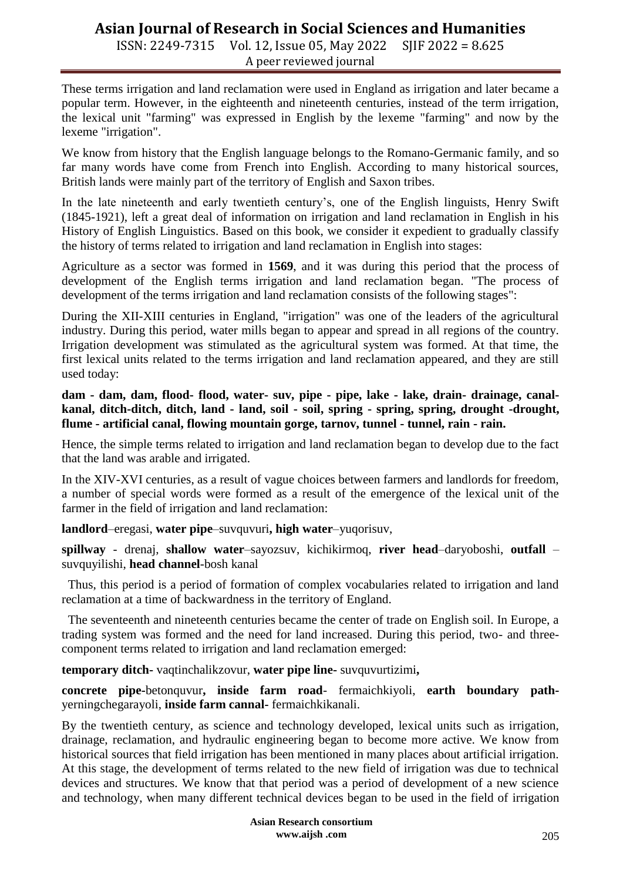These terms irrigation and land reclamation were used in England as irrigation and later became a popular term. However, in the eighteenth and nineteenth centuries, instead of the term irrigation, the lexical unit "farming" was expressed in English by the lexeme "farming" and now by the lexeme "irrigation".

We know from history that the English language belongs to the Romano-Germanic family, and so far many words have come from French into English. According to many historical sources, British lands were mainly part of the territory of English and Saxon tribes.

In the late nineteenth and early twentieth century's, one of the English linguists, Henry Swift (1845-1921), left a great deal of information on irrigation and land reclamation in English in his History of English Linguistics. Based on this book, we consider it expedient to gradually classify the history of terms related to irrigation and land reclamation in English into stages:

Agriculture as a sector was formed in **1569**, and it was during this period that the process of development of the English terms irrigation and land reclamation began. "The process of development of the terms irrigation and land reclamation consists of the following stages":

During the XII-XIII centuries in England, "irrigation" was one of the leaders of the agricultural industry. During this period, water mills began to appear and spread in all regions of the country. Irrigation development was stimulated as the agricultural system was formed. At that time, the first lexical units related to the terms irrigation and land reclamation appeared, and they are still used today:

**dam - dam, dam, flood- flood, water- suv, pipe - pipe, lake - lake, drain- drainage, canal- kanal, ditch-ditch, ditch, land - land, soil - soil, spring - spring, spring, drought -drought, flume - artificial canal, flowing mountain gorge, tarnov, tunnel - tunnel, rain - rain.**

Hence, the simple terms related to irrigation and land reclamation began to develop due to the fact that the land was arable and irrigated.

In the XIV-XVI centuries, as a result of vague choices between farmers and landlords for freedom, a number of special words were formed as a result of the emergence of the lexical unit of the farmer in the field of irrigation and land reclamation:

**landlord**–eregasi, **water pipe**–suvquvuri**, high water**–yuqorisuv,

**spillway** - drenaj, **shallow water**–sayozsuv, kichikirmoq, **river head**–daryoboshi, **outfall** – suvquyilishi, **head channel**-bosh kanal

Thus, this period is a period of formation of complex vocabularies related to irrigation and land reclamation at a time of backwardness in the territory of England.

The seventeenth and nineteenth centuries became the center of trade on English soil. In Europe, a trading system was formed and the need for land increased. During this period, two- and three-component terms related to irrigation and land reclamation emerged:

**temporary ditch-** vaqtinchalikzovur, **water pipe line-** suvquvurtizimi**,**

**concrete pipe-**betonquvur**, inside farm road**- fermaichkiyoli, **earth boundary path-** yerningchegarayoli, **inside farm cannal-** fermaichkikanali.

By the twentieth century, as science and technology developed, lexical units such as irrigation, drainage, reclamation, and hydraulic engineering began to become more active. We know from historical sources that field irrigation has been mentioned in many places about artificial irrigation. At this stage, the development of terms related to the new field of irrigation was due to technical devices and structures. We know that that period was a period of development of a new science and technology, when many different technical devices began to be used in the field of irrigation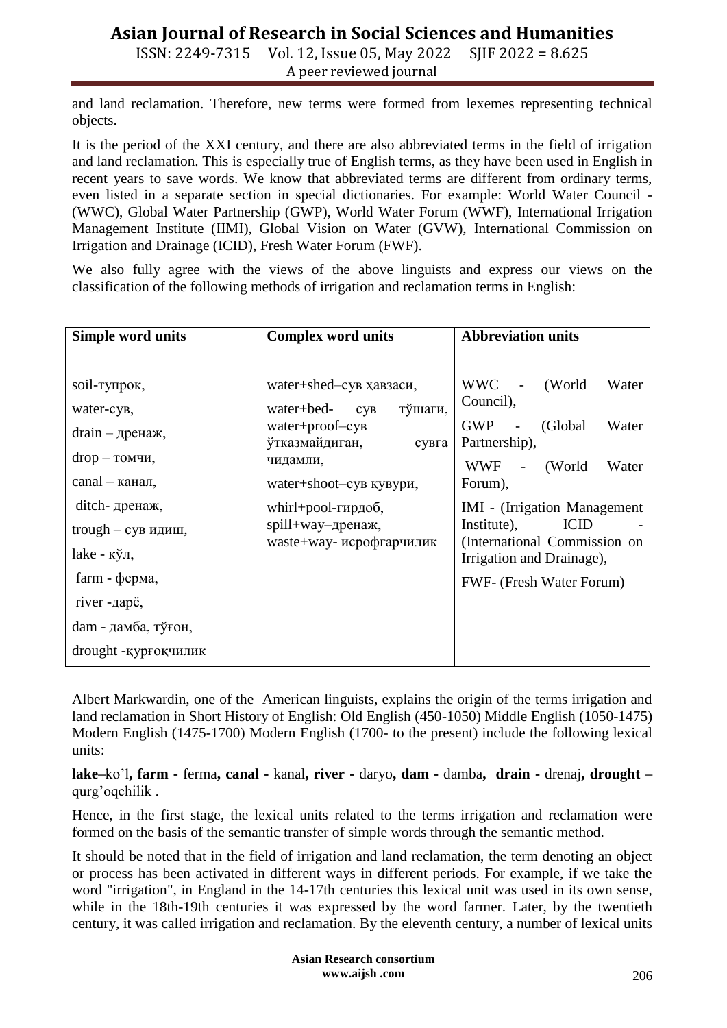and land reclamation. Therefore, new terms were formed from lexemes representing technical objects.

It is the period of the XXI century, and there are also abbreviated terms in the field of irrigation and land reclamation. This is especially true of English terms, as they have been used in English in recent years to save words. We know that abbreviated terms are different from ordinary terms, even listed in a separate section in special dictionaries. For example: World Water Council - (WWC), Global Water Partnership (GWP), World Water Forum (WWF), International Irrigation Management Institute (IIMI), Global Vision on Water (GVW), International Commission on Irrigation and Drainage (ICID), Fresh Water Forum (FWF).

We also fully agree with the views of the above linguists and express our views on the classification of the following methods of irrigation and reclamation terms in English:

| Simple word units | Complex word units | Abbreviation units |
|---|---|---|
| soil-тупрок, water-сув, drain – дренаж, drop – томчи, canal – канал, ditch- дренаж, trough – сув идиш, lake - кўл, farm - ферма, river -дарё, dam - дамба, тўғон, drought -қурғоқчилик | water+shed–сув ҳавзаси, water+bed- сув тўшаги, water+proof–сув ўтказмайдиган, сувга чидамли, water+shoot–сув қувури, whirl+pool-гирдоб, spill+way–дренаж, waste+way- исрофгарчилик | WWC - (World Water Council), GWP - (Global Water Partnership), WWF - (World Water Forum), IMI - (Irrigation Management Institute), ICID - (International Commission on Irrigation and Drainage), FWF- (Fresh Water Forum) |

Albert Markwardin, one of the American linguists, explains the origin of the terms irrigation and land reclamation in Short History of English: Old English (450-1050) Middle English (1050-1475) Modern English (1475-1700) Modern English (1700- to the present) include the following lexical units:

**lake**–ko'l**, farm** - ferma**, canal** - kanal**, river** - daryo**, dam** - damba**, drain** - drenaj**, drought** – qurg'oqchilik .

Hence, in the first stage, the lexical units related to the terms irrigation and reclamation were formed on the basis of the semantic transfer of simple words through the semantic method.

It should be noted that in the field of irrigation and land reclamation, the term denoting an object or process has been activated in different ways in different periods. For example, if we take the word "irrigation", in England in the 14-17th centuries this lexical unit was used in its own sense, while in the 18th-19th centuries it was expressed by the word farmer. Later, by the twentieth century, it was called irrigation and reclamation. By the eleventh century, a number of lexical units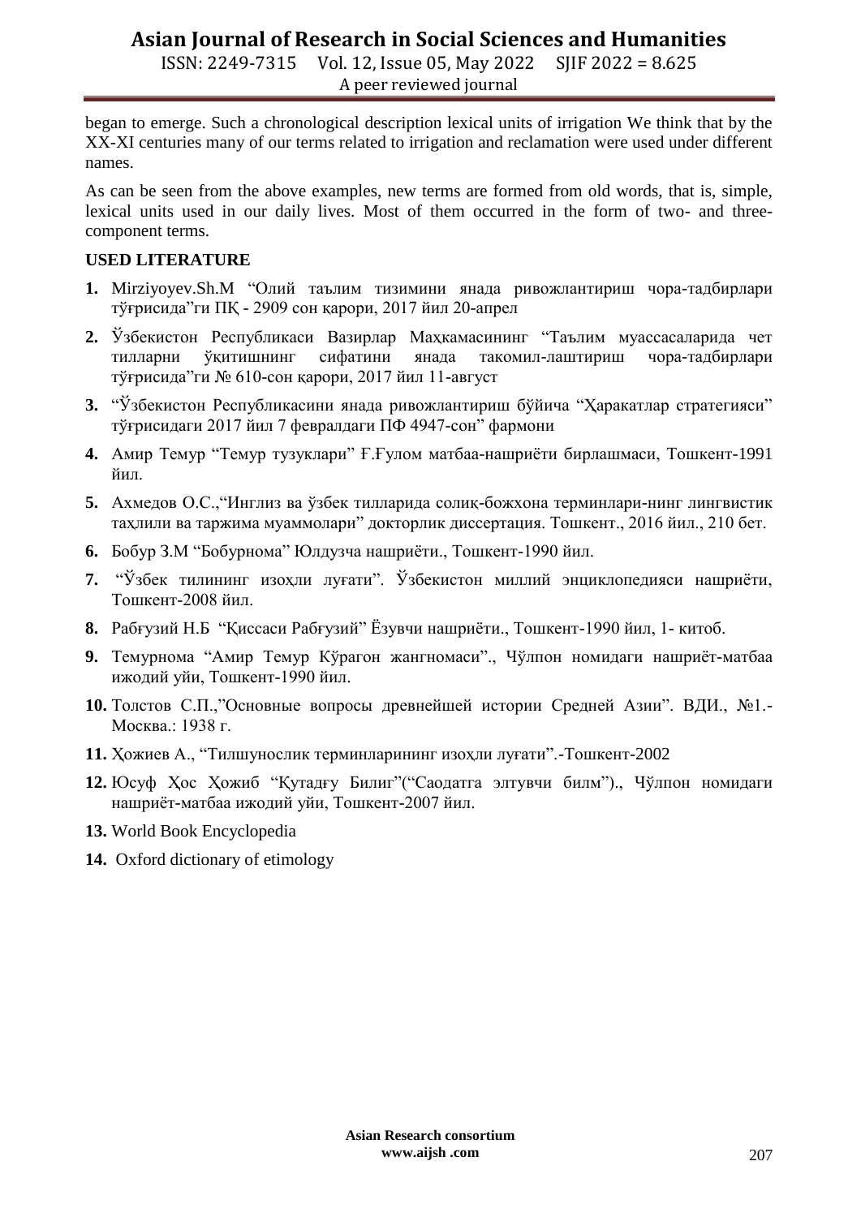began to emerge. Such a chronological description lexical units of irrigation We think that by the XX-XI centuries many of our terms related to irrigation and reclamation were used under different names.

As can be seen from the above examples, new terms are formed from old words, that is, simple, lexical units used in our daily lives. Most of them occurred in the form of two- and three-component terms.

**USED LITERATURE**

1. Mirziyoyev.Sh.M "Олий таълим тизимини янада ривожлантириш чора-тадбирлари тўғрисида"ги ПҚ - 2909 сон қарори, 2017 йил 20-апрел
2. Ўзбекистон Республикаси Вазирлар Маҳкамасининг "Таълим муассасаларида чет тилларни ўқитишнинг сифатини янада такомил-лаштириш чора-тадбирлари тўғрисида"ги № 610-сон қарори, 2017 йил 11-август
3. "Ўзбекистон Республикасини янада ривожлантириш бўйича "Ҳаракатлар стратегияси" тўғрисидаги 2017 йил 7 февралдаги ПФ 4947-сон" фармони
4. Амир Темур "Темур тузуклари" Ғ.Ғулом матбаа-нашриёти бирлашмаси, Тошкент-1991 йил.
5. Ахмедов О.С.,"Инглиз ва ўзбек тилларида солиқ-божхона терминлари-нинг лингвистик таҳлили ва таржима муаммолари" докторлик диссертация. Тошкент., 2016 йил., 210 бет.
6. Бобур З.М "Бобурнома" Юлдузча нашриёти., Тошкент-1990 йил.
7. "Ўзбек тилининг изоҳли луғати". Ўзбекистон миллий энциклопедияси нашриёти, Тошкент-2008 йил.
8. Рабғузий Н.Б "Қиссаси Рабғузий" Ёзувчи нашриёти., Тошкент-1990 йил, 1- китоб.
9. Темурнома "Амир Темур Кўрагон жангномаси"., Чўлпон номидаги нашриёт-матбаа ижодий уйи, Тошкент-1990 йил.
10. Толстов С.П.,"Основные вопросы древнейшей истории Средней Азии". ВДИ., №1.-Москва.: 1938 г.
11. Ҳожиев А., "Тилшунослик терминларининг изоҳли луғати".-Тошкент-2002
12. Юсуф Ҳос Ҳожиб "Қутадғу Билиг"("Саодатга элтувчи билм")., Чўлпон номидаги нашриёт-матбаа ижодий уйи, Тошкент-2007 йил.
13. World Book Encyclopedia
14. Oxford dictionary of etimology